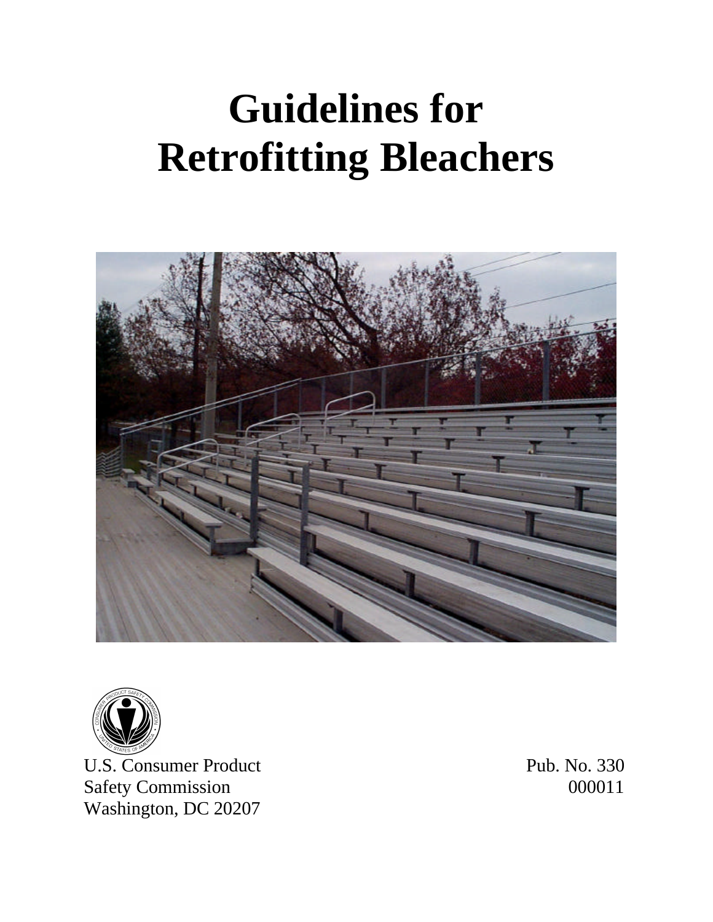# Guidelines for Retrofitting Bleachers

U.S. Consumer Product Safety Commission
Washington, DC 20207

Pub. No. 330
000011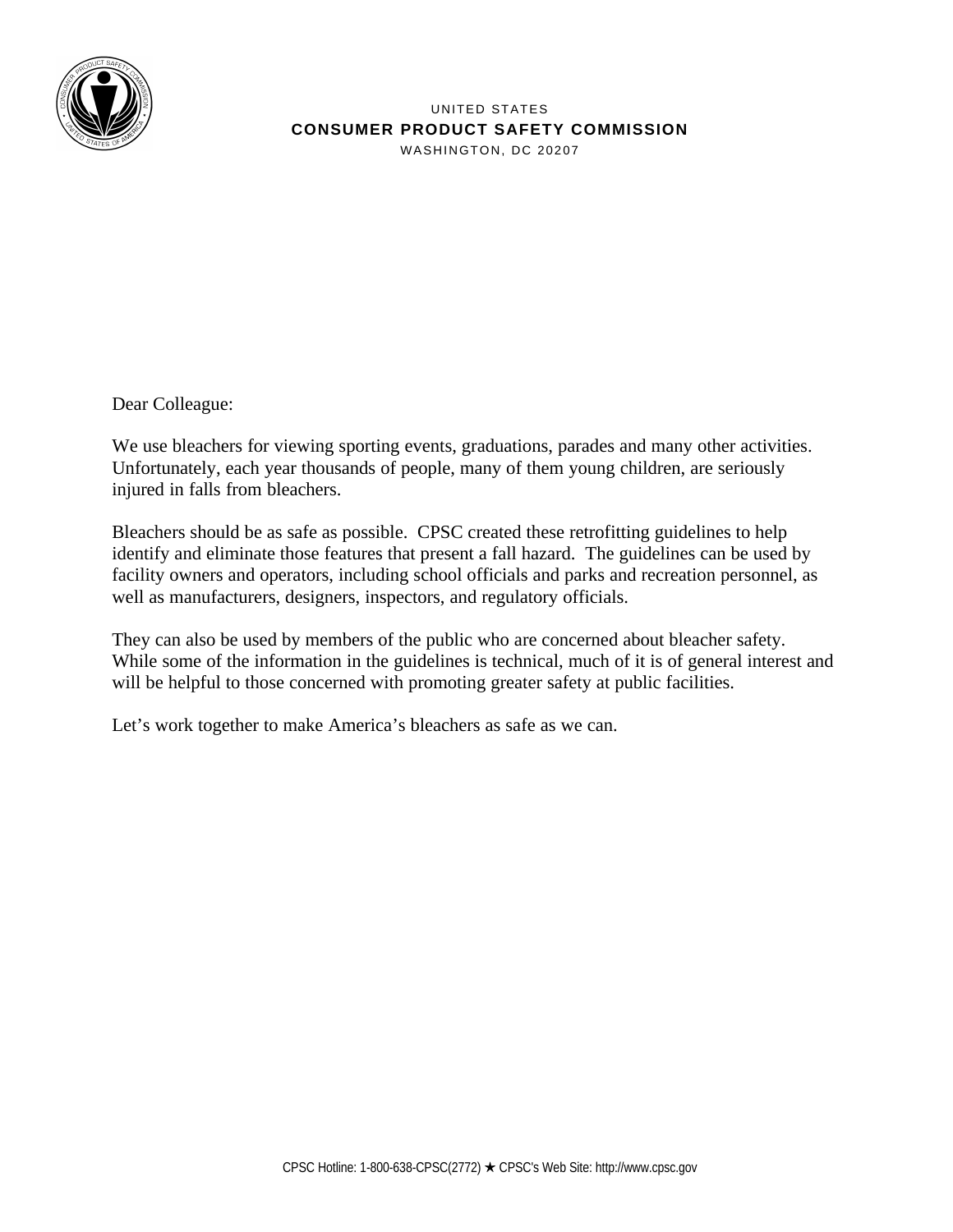UNITED STATES
**CONSUMER PRODUCT SAFETY COMMISSION**
WASHINGTON, DC 20207

Dear Colleague:

We use bleachers for viewing sporting events, graduations, parades and many other activities. Unfortunately, each year thousands of people, many of them young children, are seriously injured in falls from bleachers.

Bleachers should be as safe as possible. CPSC created these retrofitting guidelines to help identify and eliminate those features that present a fall hazard. The guidelines can be used by facility owners and operators, including school officials and parks and recreation personnel, as well as manufacturers, designers, inspectors, and regulatory officials.

They can also be used by members of the public who are concerned about bleacher safety. While some of the information in the guidelines is technical, much of it is of general interest and will be helpful to those concerned with promoting greater safety at public facilities.

Let's work together to make America's bleachers as safe as we can.

CPSC Hotline: 1-800-638-CPSC(2772) ★ CPSC's Web Site: http://www.cpsc.gov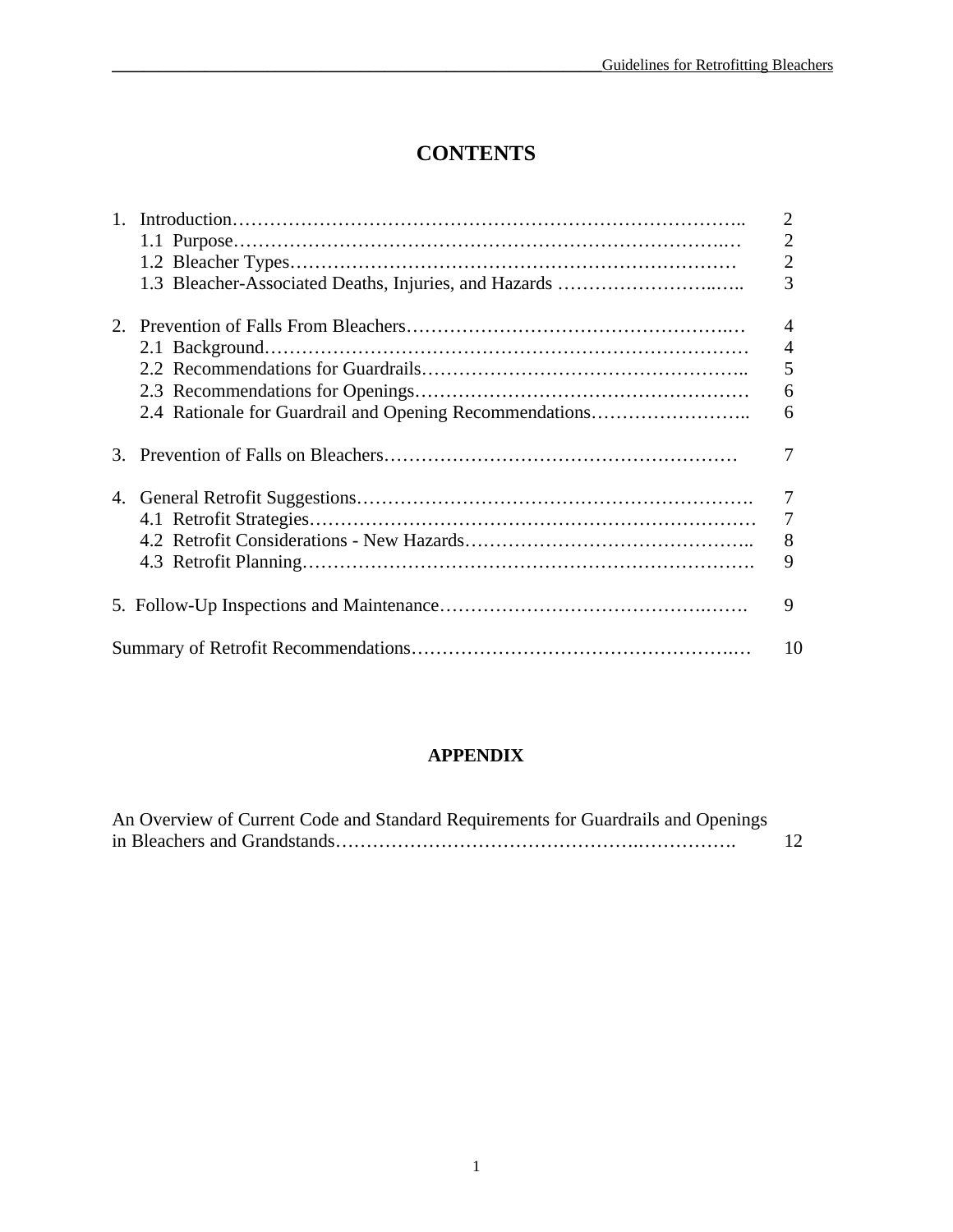# CONTENTS

| | |
|---|---|
| 1. Introduction | 2 |
| 1.1 Purpose | 2 |
| 1.2 Bleacher Types | 2 |
| 1.3 Bleacher-Associated Deaths, Injuries, and Hazards | 3 |
| 2. Prevention of Falls From Bleachers | 4 |
| 2.1 Background | 4 |
| 2.2 Recommendations for Guardrails | 5 |
| 2.3 Recommendations for Openings | 6 |
| 2.4 Rationale for Guardrail and Opening Recommendations | 6 |
| 3. Prevention of Falls on Bleachers | 7 |
| 4. General Retrofit Suggestions | 7 |
| 4.1 Retrofit Strategies | 7 |
| 4.2 Retrofit Considerations - New Hazards | 8 |
| 4.3 Retrofit Planning | 9 |
| 5. Follow-Up Inspections and Maintenance | 9 |
| Summary of Retrofit Recommendations | 10 |

## APPENDIX

| | |
|---|---|
| An Overview of Current Code and Standard Requirements for Guardrails and Openings in Bleachers and Grandstands | 12 |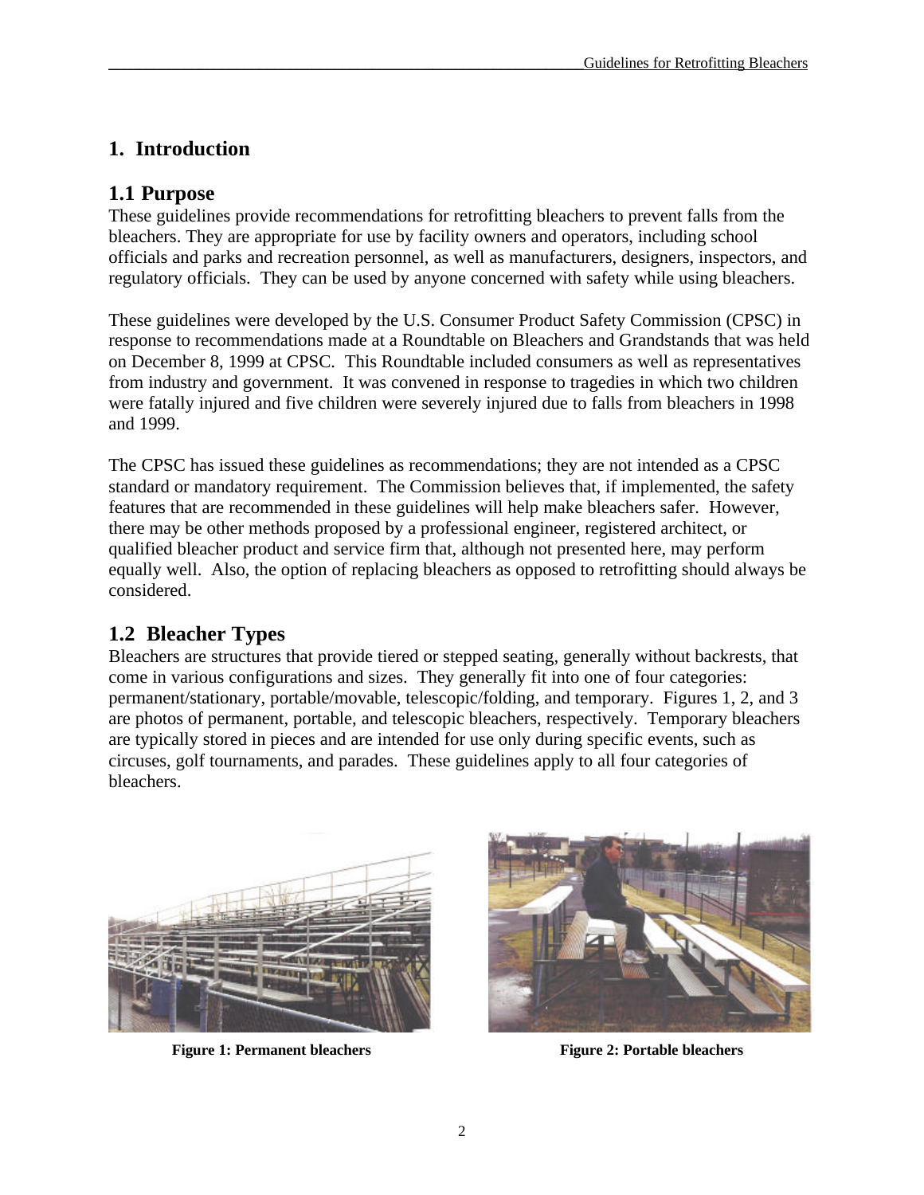# 1. Introduction

## 1.1 Purpose

These guidelines provide recommendations for retrofitting bleachers to prevent falls from the bleachers. They are appropriate for use by facility owners and operators, including school officials and parks and recreation personnel, as well as manufacturers, designers, inspectors, and regulatory officials. They can be used by anyone concerned with safety while using bleachers.

These guidelines were developed by the U.S. Consumer Product Safety Commission (CPSC) in response to recommendations made at a Roundtable on Bleachers and Grandstands that was held on December 8, 1999 at CPSC. This Roundtable included consumers as well as representatives from industry and government. It was convened in response to tragedies in which two children were fatally injured and five children were severely injured due to falls from bleachers in 1998 and 1999.

The CPSC has issued these guidelines as recommendations; they are not intended as a CPSC standard or mandatory requirement. The Commission believes that, if implemented, the safety features that are recommended in these guidelines will help make bleachers safer. However, there may be other methods proposed by a professional engineer, registered architect, or qualified bleacher product and service firm that, although not presented here, may perform equally well. Also, the option of replacing bleachers as opposed to retrofitting should always be considered.

## 1.2 Bleacher Types

Bleachers are structures that provide tiered or stepped seating, generally without backrests, that come in various configurations and sizes. They generally fit into one of four categories: permanent/stationary, portable/movable, telescopic/folding, and temporary. Figures 1, 2, and 3 are photos of permanent, portable, and telescopic bleachers, respectively. Temporary bleachers are typically stored in pieces and are intended for use only during specific events, such as circuses, golf tournaments, and parades. These guidelines apply to all four categories of bleachers.

**Figure 1: Permanent bleachers**

**Figure 2: Portable bleachers**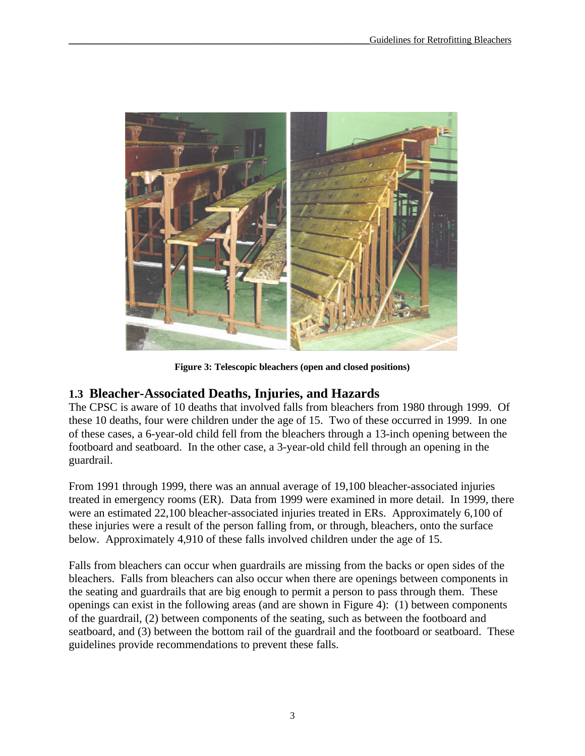Figure 3: Telescopic bleachers (open and closed positions)

### 1.3 Bleacher-Associated Deaths, Injuries, and Hazards

The CPSC is aware of 10 deaths that involved falls from bleachers from 1980 through 1999. Of these 10 deaths, four were children under the age of 15. Two of these occurred in 1999. In one of these cases, a 6-year-old child fell from the bleachers through a 13-inch opening between the footboard and seatboard. In the other case, a 3-year-old child fell through an opening in the guardrail.

From 1991 through 1999, there was an annual average of 19,100 bleacher-associated injuries treated in emergency rooms (ER). Data from 1999 were examined in more detail. In 1999, there were an estimated 22,100 bleacher-associated injuries treated in ERs. Approximately 6,100 of these injuries were a result of the person falling from, or through, bleachers, onto the surface below. Approximately 4,910 of these falls involved children under the age of 15.

Falls from bleachers can occur when guardrails are missing from the backs or open sides of the bleachers. Falls from bleachers can also occur when there are openings between components in the seating and guardrails that are big enough to permit a person to pass through them. These openings can exist in the following areas (and are shown in Figure 4): (1) between components of the guardrail, (2) between components of the seating, such as between the footboard and seatboard, and (3) between the bottom rail of the guardrail and the footboard or seatboard. These guidelines provide recommendations to prevent these falls.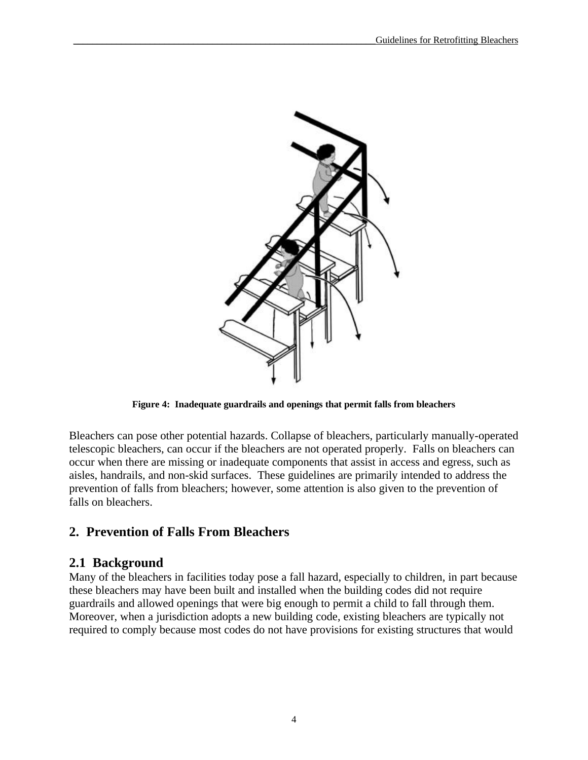**Figure 4: Inadequate guardrails and openings that permit falls from bleachers**

Bleachers can pose other potential hazards. Collapse of bleachers, particularly manually-operated telescopic bleachers, can occur if the bleachers are not operated properly. Falls on bleachers can occur when there are missing or inadequate components that assist in access and egress, such as aisles, handrails, and non-skid surfaces. These guidelines are primarily intended to address the prevention of falls from bleachers; however, some attention is also given to the prevention of falls on bleachers.

## 2. Prevention of Falls From Bleachers

### 2.1 Background

Many of the bleachers in facilities today pose a fall hazard, especially to children, in part because these bleachers may have been built and installed when the building codes did not require guardrails and allowed openings that were big enough to permit a child to fall through them. Moreover, when a jurisdiction adopts a new building code, existing bleachers are typically not required to comply because most codes do not have provisions for existing structures that would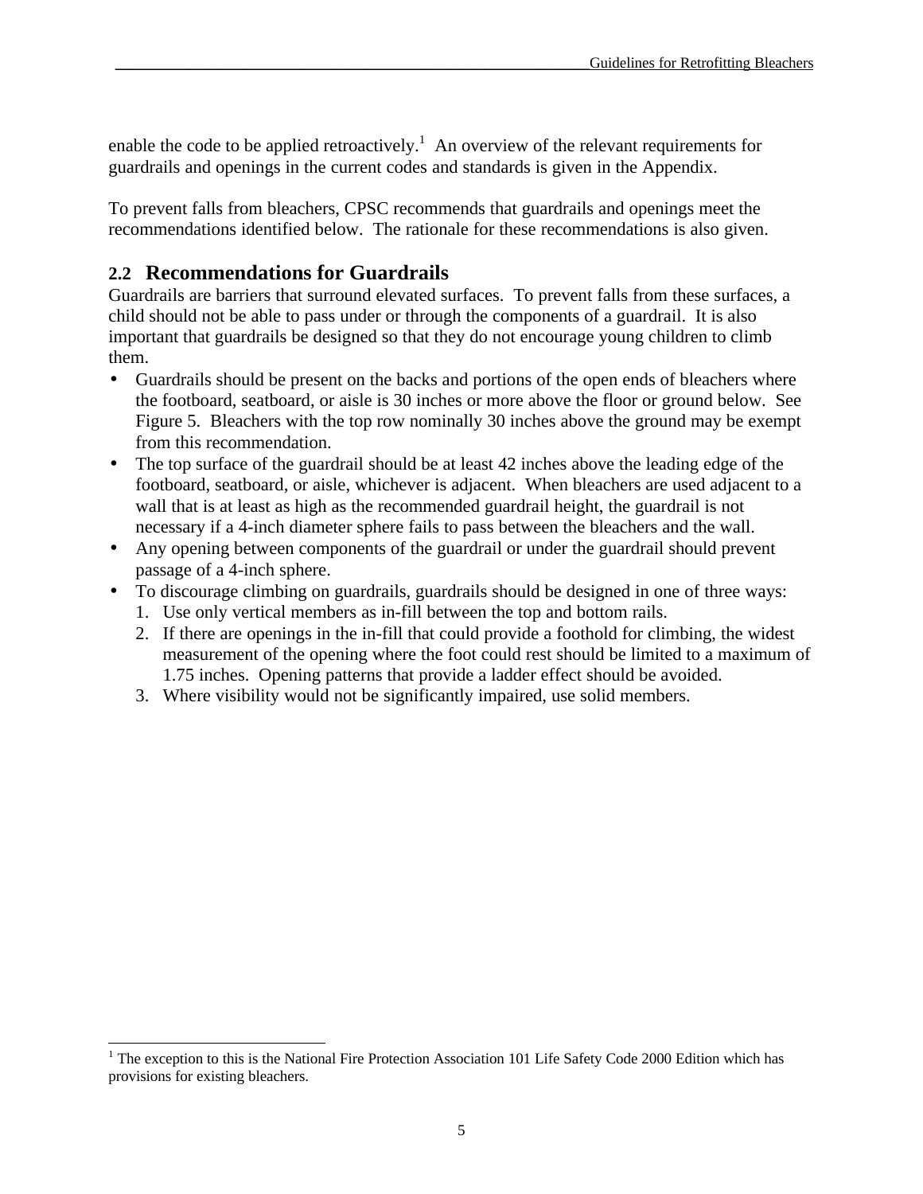enable the code to be applied retroactively.[1] An overview of the relevant requirements for guardrails and openings in the current codes and standards is given in the Appendix.

To prevent falls from bleachers, CPSC recommends that guardrails and openings meet the recommendations identified below. The rationale for these recommendations is also given.

## 2.2 Recommendations for Guardrails

Guardrails are barriers that surround elevated surfaces. To prevent falls from these surfaces, a child should not be able to pass under or through the components of a guardrail. It is also important that guardrails be designed so that they do not encourage young children to climb them.

- Guardrails should be present on the backs and portions of the open ends of bleachers where the footboard, seatboard, or aisle is 30 inches or more above the floor or ground below. See Figure 5. Bleachers with the top row nominally 30 inches above the ground may be exempt from this recommendation.
- The top surface of the guardrail should be at least 42 inches above the leading edge of the footboard, seatboard, or aisle, whichever is adjacent. When bleachers are used adjacent to a wall that is at least as high as the recommended guardrail height, the guardrail is not necessary if a 4-inch diameter sphere fails to pass between the bleachers and the wall.
- Any opening between components of the guardrail or under the guardrail should prevent passage of a 4-inch sphere.
- To discourage climbing on guardrails, guardrails should be designed in one of three ways:
  1. Use only vertical members as in-fill between the top and bottom rails.
  2. If there are openings in the in-fill that could provide a foothold for climbing, the widest measurement of the opening where the foot could rest should be limited to a maximum of 1.75 inches. Opening patterns that provide a ladder effect should be avoided.
  3. Where visibility would not be significantly impaired, use solid members.

[1] The exception to this is the National Fire Protection Association 101 Life Safety Code 2000 Edition which has provisions for existing bleachers.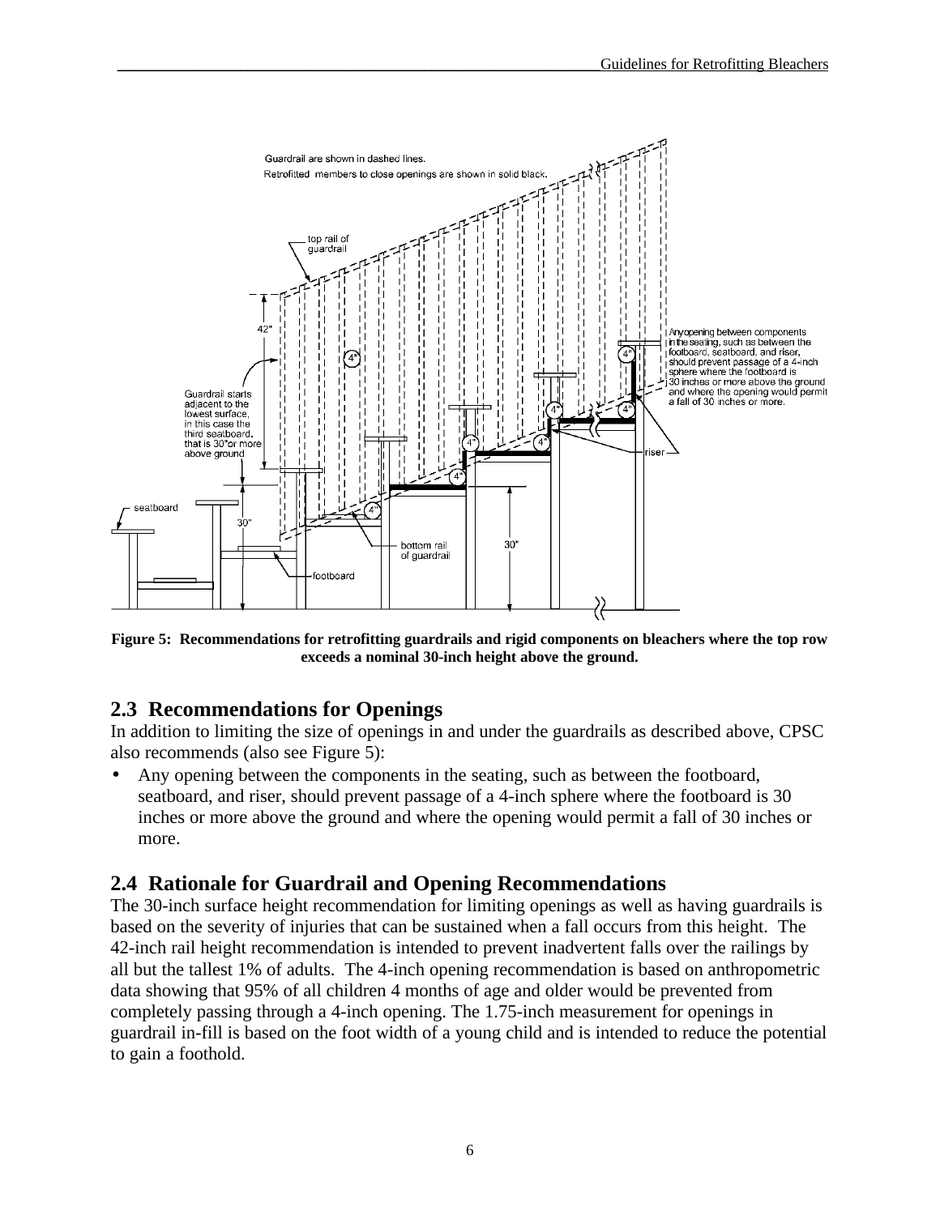Figure 5: Recommendations for retrofitting guardrails and rigid components on bleachers where the top row exceeds a nominal 30-inch height above the ground.

## 2.3 Recommendations for Openings

In addition to limiting the size of openings in and under the guardrails as described above, CPSC also recommends (also see Figure 5):

- Any opening between the components in the seating, such as between the footboard, seatboard, and riser, should prevent passage of a 4-inch sphere where the footboard is 30 inches or more above the ground and where the opening would permit a fall of 30 inches or more.

## 2.4 Rationale for Guardrail and Opening Recommendations

The 30-inch surface height recommendation for limiting openings as well as having guardrails is based on the severity of injuries that can be sustained when a fall occurs from this height. The 42-inch rail height recommendation is intended to prevent inadvertent falls over the railings by all but the tallest 1% of adults. The 4-inch opening recommendation is based on anthropometric data showing that 95% of all children 4 months of age and older would be prevented from completely passing through a 4-inch opening. The 1.75-inch measurement for openings in guardrail in-fill is based on the foot width of a young child and is intended to reduce the potential to gain a foothold.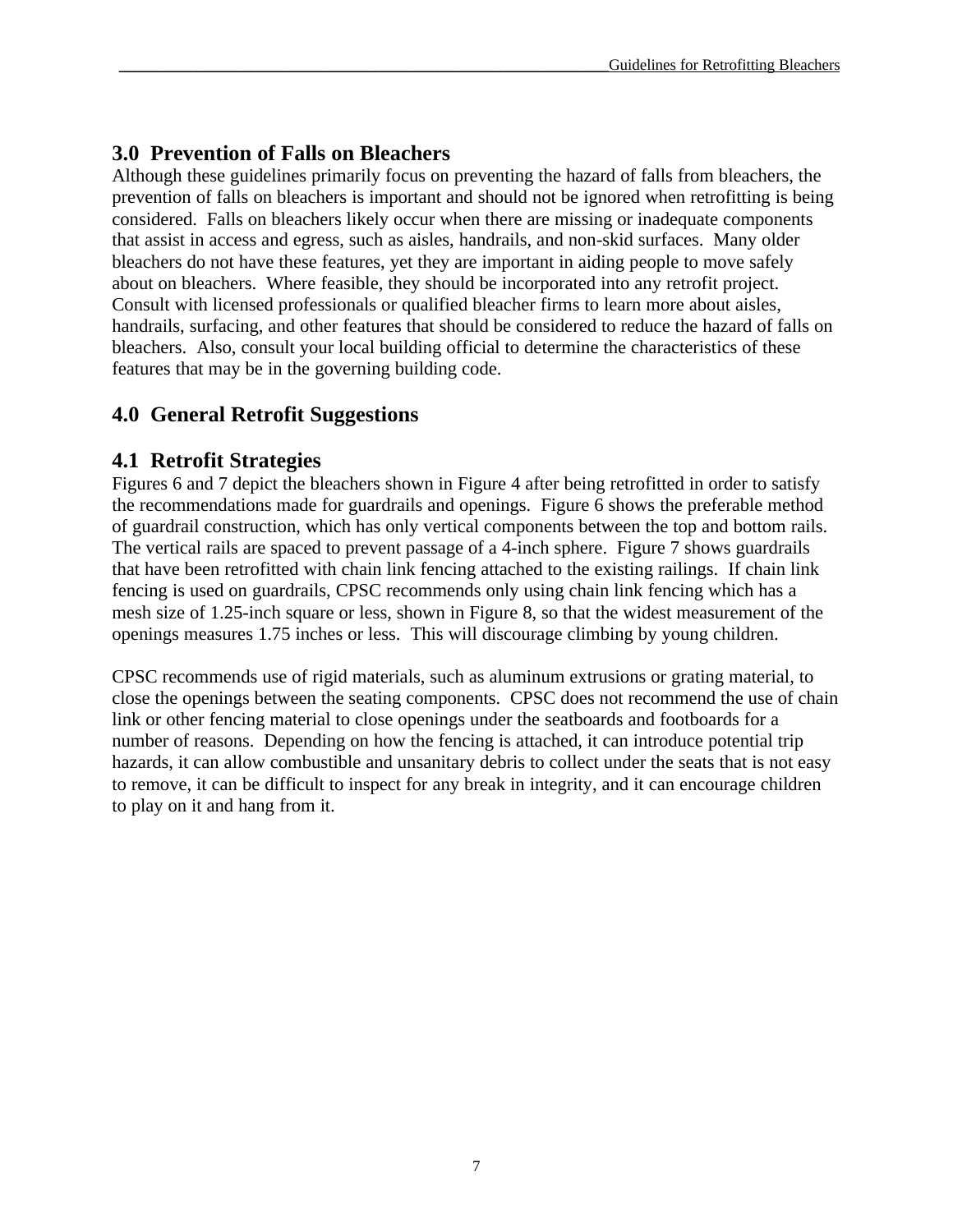## 3.0 Prevention of Falls on Bleachers

Although these guidelines primarily focus on preventing the hazard of falls from bleachers, the prevention of falls on bleachers is important and should not be ignored when retrofitting is being considered. Falls on bleachers likely occur when there are missing or inadequate components that assist in access and egress, such as aisles, handrails, and non-skid surfaces. Many older bleachers do not have these features, yet they are important in aiding people to move safely about on bleachers. Where feasible, they should be incorporated into any retrofit project. Consult with licensed professionals or qualified bleacher firms to learn more about aisles, handrails, surfacing, and other features that should be considered to reduce the hazard of falls on bleachers. Also, consult your local building official to determine the characteristics of these features that may be in the governing building code.

## 4.0 General Retrofit Suggestions

### 4.1 Retrofit Strategies

Figures 6 and 7 depict the bleachers shown in Figure 4 after being retrofitted in order to satisfy the recommendations made for guardrails and openings. Figure 6 shows the preferable method of guardrail construction, which has only vertical components between the top and bottom rails. The vertical rails are spaced to prevent passage of a 4-inch sphere. Figure 7 shows guardrails that have been retrofitted with chain link fencing attached to the existing railings. If chain link fencing is used on guardrails, CPSC recommends only using chain link fencing which has a mesh size of 1.25-inch square or less, shown in Figure 8, so that the widest measurement of the openings measures 1.75 inches or less. This will discourage climbing by young children.

CPSC recommends use of rigid materials, such as aluminum extrusions or grating material, to close the openings between the seating components. CPSC does not recommend the use of chain link or other fencing material to close openings under the seatboards and footboards for a number of reasons. Depending on how the fencing is attached, it can introduce potential trip hazards, it can allow combustible and unsanitary debris to collect under the seats that is not easy to remove, it can be difficult to inspect for any break in integrity, and it can encourage children to play on it and hang from it.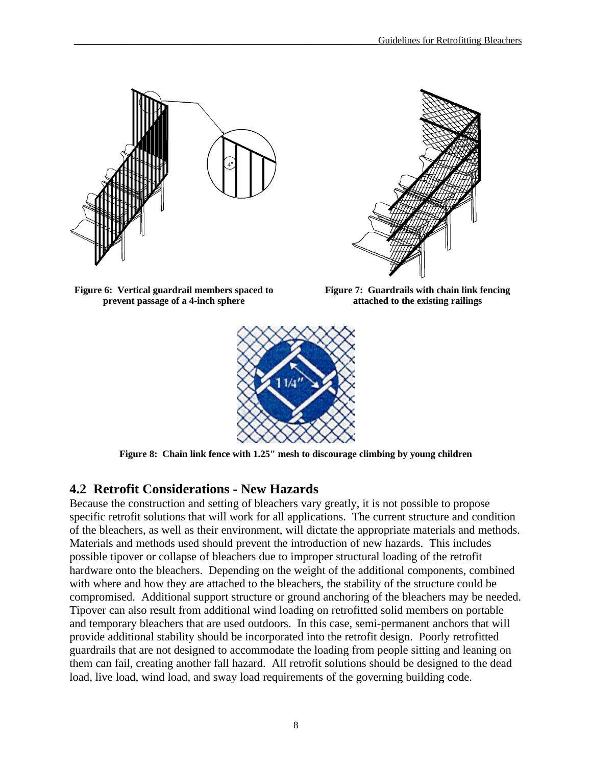Figure 6: Vertical guardrail members spaced to prevent passage of a 4-inch sphere

Figure 7: Guardrails with chain link fencing attached to the existing railings

Figure 8: Chain link fence with 1.25" mesh to discourage climbing by young children

## 4.2 Retrofit Considerations - New Hazards

Because the construction and setting of bleachers vary greatly, it is not possible to propose specific retrofit solutions that will work for all applications. The current structure and condition of the bleachers, as well as their environment, will dictate the appropriate materials and methods. Materials and methods used should prevent the introduction of new hazards. This includes possible tipover or collapse of bleachers due to improper structural loading of the retrofit hardware onto the bleachers. Depending on the weight of the additional components, combined with where and how they are attached to the bleachers, the stability of the structure could be compromised. Additional support structure or ground anchoring of the bleachers may be needed. Tipover can also result from additional wind loading on retrofitted solid members on portable and temporary bleachers that are used outdoors. In this case, semi-permanent anchors that will provide additional stability should be incorporated into the retrofit design. Poorly retrofitted guardrails that are not designed to accommodate the loading from people sitting and leaning on them can fail, creating another fall hazard. All retrofit solutions should be designed to the dead load, live load, wind load, and sway load requirements of the governing building code.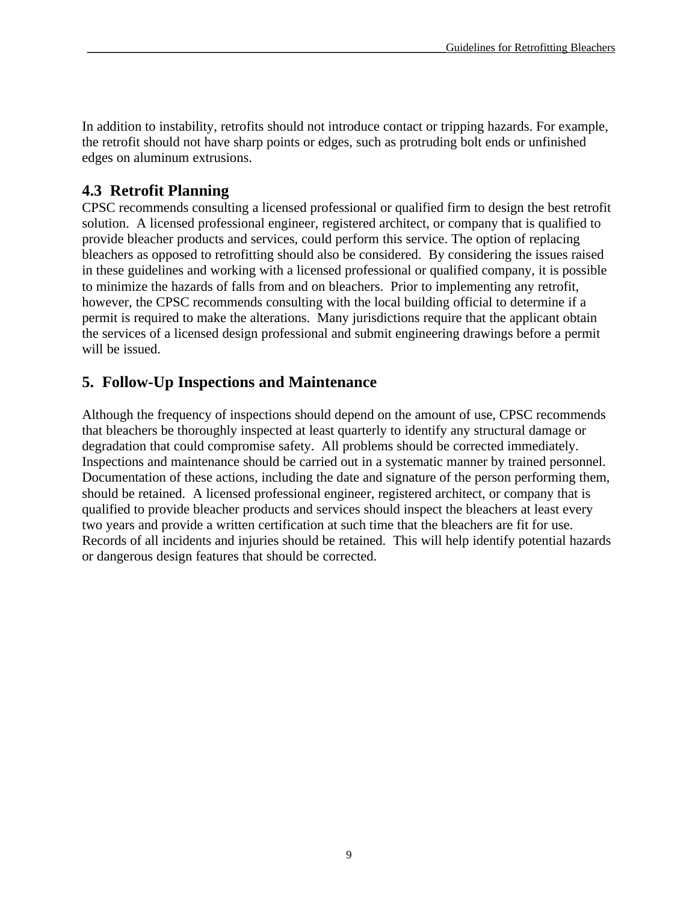In addition to instability, retrofits should not introduce contact or tripping hazards. For example, the retrofit should not have sharp points or edges, such as protruding bolt ends or unfinished edges on aluminum extrusions.

### 4.3 Retrofit Planning

CPSC recommends consulting a licensed professional or qualified firm to design the best retrofit solution. A licensed professional engineer, registered architect, or company that is qualified to provide bleacher products and services, could perform this service. The option of replacing bleachers as opposed to retrofitting should also be considered. By considering the issues raised in these guidelines and working with a licensed professional or qualified company, it is possible to minimize the hazards of falls from and on bleachers. Prior to implementing any retrofit, however, the CPSC recommends consulting with the local building official to determine if a permit is required to make the alterations. Many jurisdictions require that the applicant obtain the services of a licensed design professional and submit engineering drawings before a permit will be issued.

## 5. Follow-Up Inspections and Maintenance

Although the frequency of inspections should depend on the amount of use, CPSC recommends that bleachers be thoroughly inspected at least quarterly to identify any structural damage or degradation that could compromise safety. All problems should be corrected immediately. Inspections and maintenance should be carried out in a systematic manner by trained personnel. Documentation of these actions, including the date and signature of the person performing them, should be retained. A licensed professional engineer, registered architect, or company that is qualified to provide bleacher products and services should inspect the bleachers at least every two years and provide a written certification at such time that the bleachers are fit for use. Records of all incidents and injuries should be retained. This will help identify potential hazards or dangerous design features that should be corrected.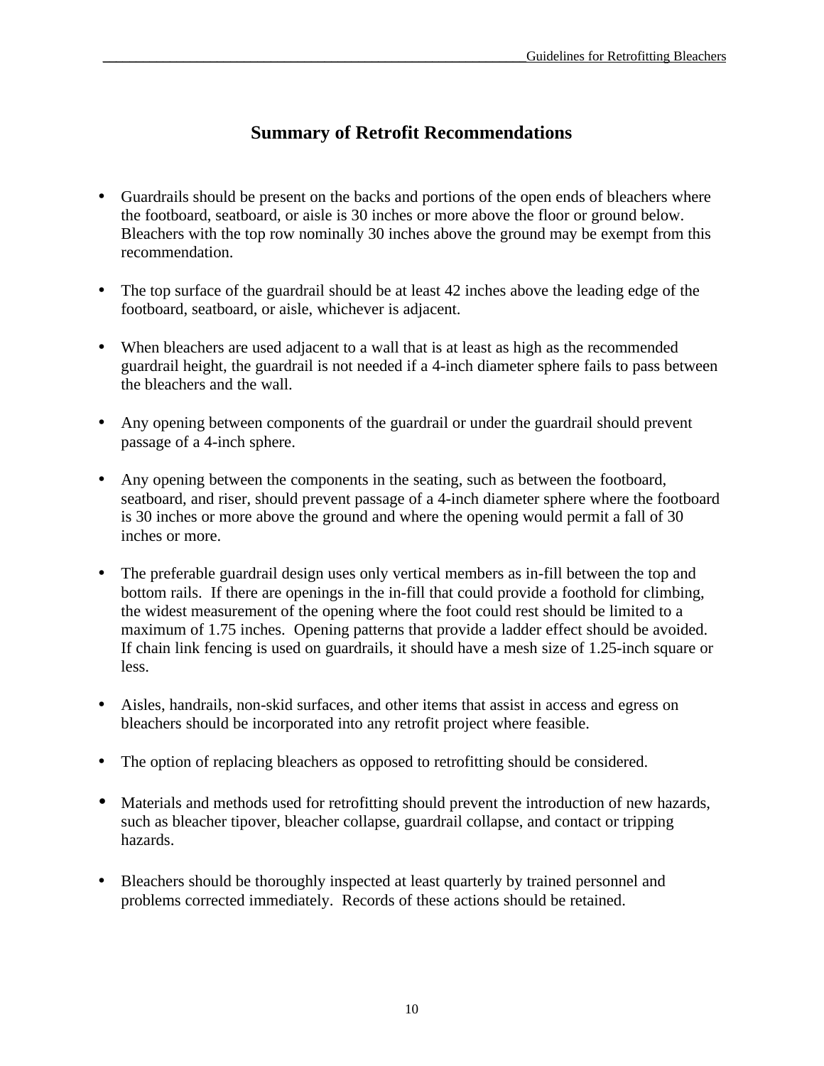# Summary of Retrofit Recommendations

- Guardrails should be present on the backs and portions of the open ends of bleachers where the footboard, seatboard, or aisle is 30 inches or more above the floor or ground below. Bleachers with the top row nominally 30 inches above the ground may be exempt from this recommendation.

- The top surface of the guardrail should be at least 42 inches above the leading edge of the footboard, seatboard, or aisle, whichever is adjacent.

- When bleachers are used adjacent to a wall that is at least as high as the recommended guardrail height, the guardrail is not needed if a 4-inch diameter sphere fails to pass between the bleachers and the wall.

- Any opening between components of the guardrail or under the guardrail should prevent passage of a 4-inch sphere.

- Any opening between the components in the seating, such as between the footboard, seatboard, and riser, should prevent passage of a 4-inch diameter sphere where the footboard is 30 inches or more above the ground and where the opening would permit a fall of 30 inches or more.

- The preferable guardrail design uses only vertical members as in-fill between the top and bottom rails. If there are openings in the in-fill that could provide a foothold for climbing, the widest measurement of the opening where the foot could rest should be limited to a maximum of 1.75 inches. Opening patterns that provide a ladder effect should be avoided. If chain link fencing is used on guardrails, it should have a mesh size of 1.25-inch square or less.

- Aisles, handrails, non-skid surfaces, and other items that assist in access and egress on bleachers should be incorporated into any retrofit project where feasible.

- The option of replacing bleachers as opposed to retrofitting should be considered.

- Materials and methods used for retrofitting should prevent the introduction of new hazards, such as bleacher tipover, bleacher collapse, guardrail collapse, and contact or tripping hazards.

- Bleachers should be thoroughly inspected at least quarterly by trained personnel and problems corrected immediately. Records of these actions should be retained.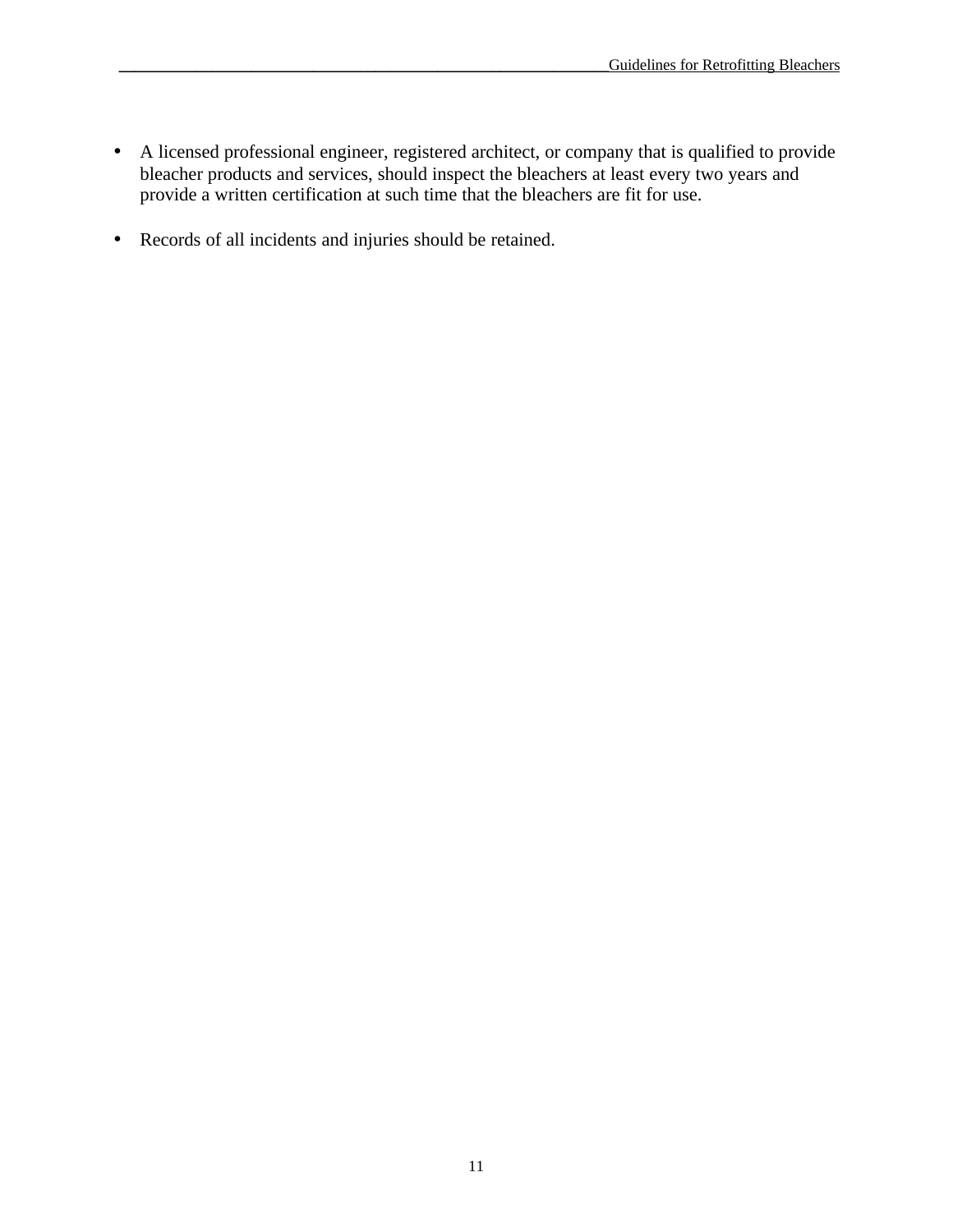- A licensed professional engineer, registered architect, or company that is qualified to provide bleacher products and services, should inspect the bleachers at least every two years and provide a written certification at such time that the bleachers are fit for use.

- Records of all incidents and injuries should be retained.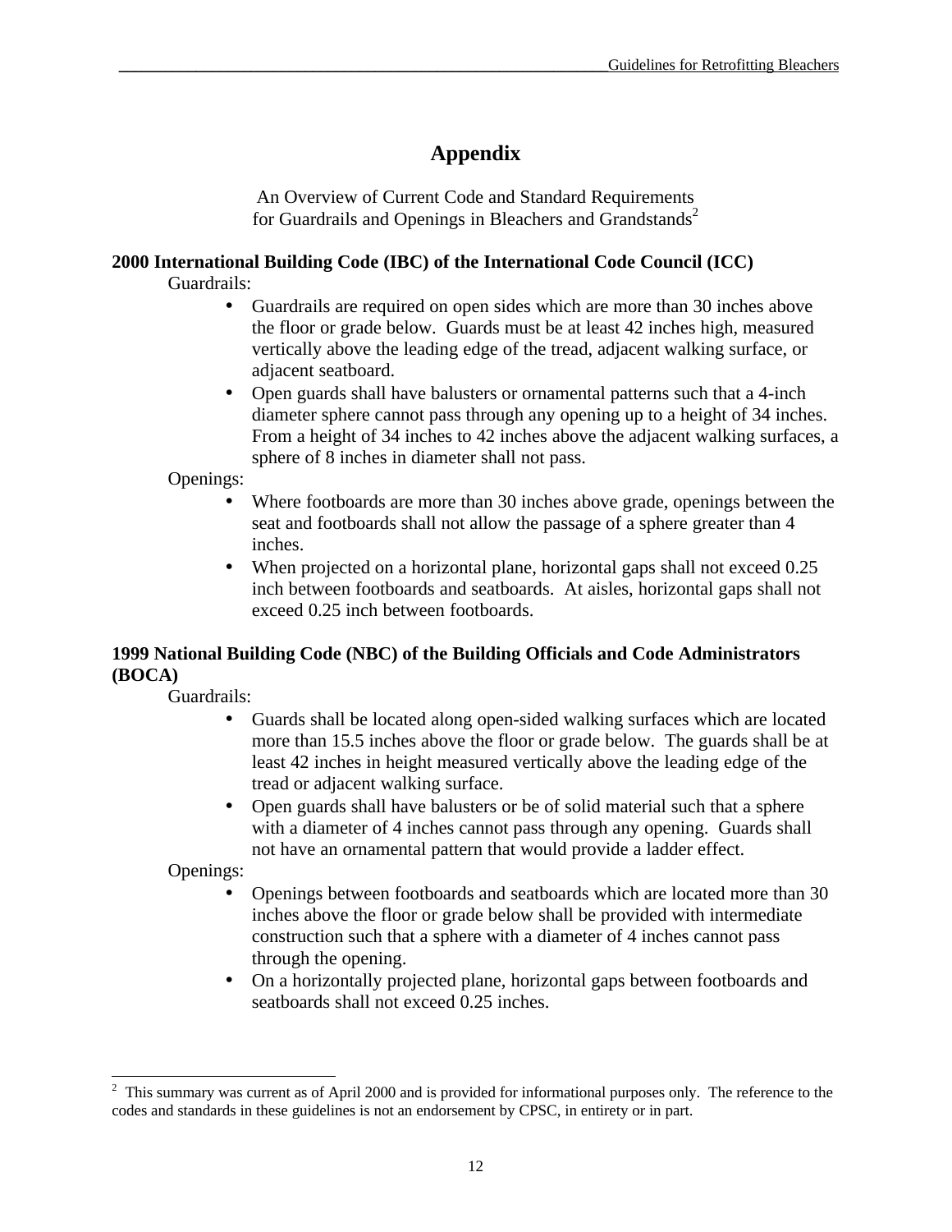# Appendix

An Overview of Current Code and Standard Requirements
for Guardrails and Openings in Bleachers and Grandstands[2]

**2000 International Building Code (IBC) of the International Code Council (ICC)**

Guardrails:

- Guardrails are required on open sides which are more than 30 inches above the floor or grade below. Guards must be at least 42 inches high, measured vertically above the leading edge of the tread, adjacent walking surface, or adjacent seatboard.
- Open guards shall have balusters or ornamental patterns such that a 4-inch diameter sphere cannot pass through any opening up to a height of 34 inches. From a height of 34 inches to 42 inches above the adjacent walking surfaces, a sphere of 8 inches in diameter shall not pass.

Openings:

- Where footboards are more than 30 inches above grade, openings between the seat and footboards shall not allow the passage of a sphere greater than 4 inches.
- When projected on a horizontal plane, horizontal gaps shall not exceed 0.25 inch between footboards and seatboards. At aisles, horizontal gaps shall not exceed 0.25 inch between footboards.

**1999 National Building Code (NBC) of the Building Officials and Code Administrators (BOCA)**

Guardrails:

- Guards shall be located along open-sided walking surfaces which are located more than 15.5 inches above the floor or grade below. The guards shall be at least 42 inches in height measured vertically above the leading edge of the tread or adjacent walking surface.
- Open guards shall have balusters or be of solid material such that a sphere with a diameter of 4 inches cannot pass through any opening. Guards shall not have an ornamental pattern that would provide a ladder effect.

Openings:

- Openings between footboards and seatboards which are located more than 30 inches above the floor or grade below shall be provided with intermediate construction such that a sphere with a diameter of 4 inches cannot pass through the opening.
- On a horizontally projected plane, horizontal gaps between footboards and seatboards shall not exceed 0.25 inches.

---

[2] This summary was current as of April 2000 and is provided for informational purposes only. The reference to the codes and standards in these guidelines is not an endorsement by CPSC, in entirety or in part.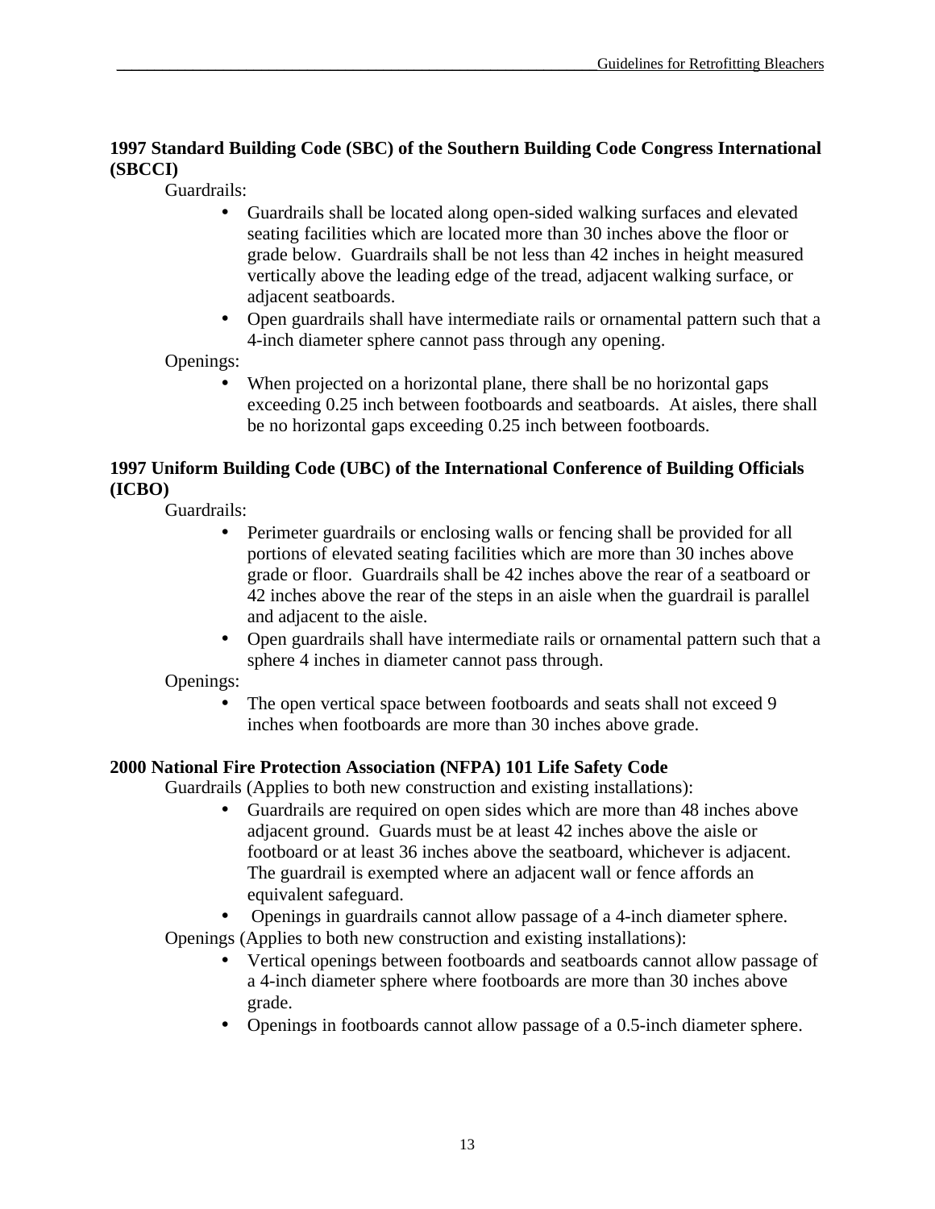**1997 Standard Building Code (SBC) of the Southern Building Code Congress International (SBCCI)**

Guardrails:

- Guardrails shall be located along open-sided walking surfaces and elevated seating facilities which are located more than 30 inches above the floor or grade below. Guardrails shall be not less than 42 inches in height measured vertically above the leading edge of the tread, adjacent walking surface, or adjacent seatboards.
- Open guardrails shall have intermediate rails or ornamental pattern such that a 4-inch diameter sphere cannot pass through any opening.

Openings:

- When projected on a horizontal plane, there shall be no horizontal gaps exceeding 0.25 inch between footboards and seatboards. At aisles, there shall be no horizontal gaps exceeding 0.25 inch between footboards.

**1997 Uniform Building Code (UBC) of the International Conference of Building Officials (ICBO)**

Guardrails:

- Perimeter guardrails or enclosing walls or fencing shall be provided for all portions of elevated seating facilities which are more than 30 inches above grade or floor. Guardrails shall be 42 inches above the rear of a seatboard or 42 inches above the rear of the steps in an aisle when the guardrail is parallel and adjacent to the aisle.
- Open guardrails shall have intermediate rails or ornamental pattern such that a sphere 4 inches in diameter cannot pass through.

Openings:

- The open vertical space between footboards and seats shall not exceed 9 inches when footboards are more than 30 inches above grade.

**2000 National Fire Protection Association (NFPA) 101 Life Safety Code**

Guardrails (Applies to both new construction and existing installations):

- Guardrails are required on open sides which are more than 48 inches above adjacent ground. Guards must be at least 42 inches above the aisle or footboard or at least 36 inches above the seatboard, whichever is adjacent. The guardrail is exempted where an adjacent wall or fence affords an equivalent safeguard.
- Openings in guardrails cannot allow passage of a 4-inch diameter sphere.

Openings (Applies to both new construction and existing installations):

- Vertical openings between footboards and seatboards cannot allow passage of a 4-inch diameter sphere where footboards are more than 30 inches above grade.
- Openings in footboards cannot allow passage of a 0.5-inch diameter sphere.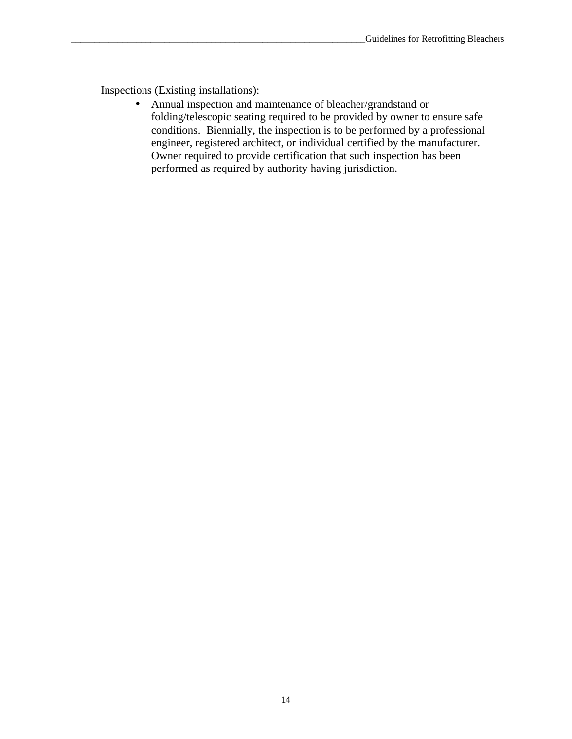Inspections (Existing installations):

- Annual inspection and maintenance of bleacher/grandstand or folding/telescopic seating required to be provided by owner to ensure safe conditions. Biennially, the inspection is to be performed by a professional engineer, registered architect, or individual certified by the manufacturer. Owner required to provide certification that such inspection has been performed as required by authority having jurisdiction.